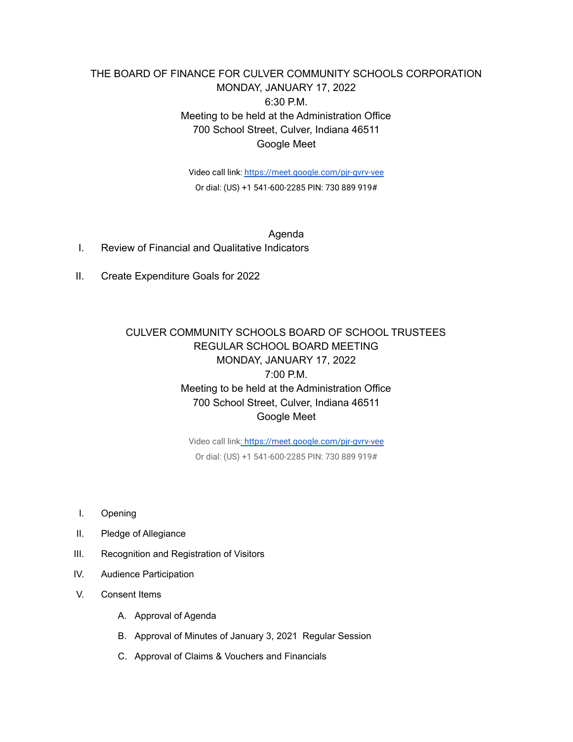THE BOARD OF FINANCE FOR CULVER COMMUNITY SCHOOLS CORPORATION
MONDAY, JANUARY 17, 2022
6:30 P.M.
Meeting to be held at the Administration Office
700 School Street, Culver, Indiana 46511
Google Meet

Video call link: https://meet.google.com/pjr-gvrv-vee
Or dial: (US) +1 541-600-2285 PIN: 730 889 919#

Agenda

I. Review of Financial and Qualitative Indicators

II. Create Expenditure Goals for 2022

CULVER COMMUNITY SCHOOLS BOARD OF SCHOOL TRUSTEES
REGULAR SCHOOL BOARD MEETING
MONDAY, JANUARY 17, 2022
7:00 P.M.
Meeting to be held at the Administration Office
700 School Street, Culver, Indiana 46511
Google Meet

Video call link: https://meet.google.com/pjr-gvrv-vee
Or dial: (US) +1 541-600-2285 PIN: 730 889 919#

I. Opening

II. Pledge of Allegiance

III. Recognition and Registration of Visitors

IV. Audience Participation

V. Consent Items

   A. Approval of Agenda

   B. Approval of Minutes of January 3, 2021 Regular Session

   C. Approval of Claims & Vouchers and Financials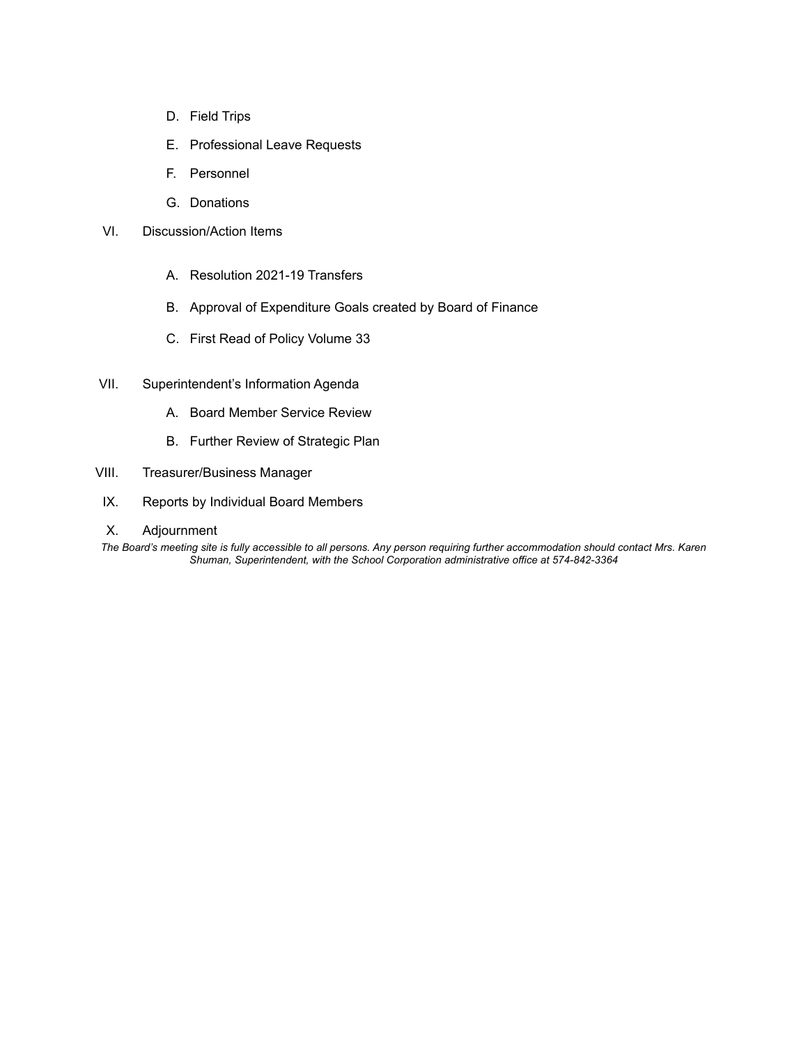D. Field Trips

E. Professional Leave Requests

F. Personnel

G. Donations

VI. Discussion/Action Items

A. Resolution 2021-19 Transfers

B. Approval of Expenditure Goals created by Board of Finance

C. First Read of Policy Volume 33

VII. Superintendent's Information Agenda

A. Board Member Service Review

B. Further Review of Strategic Plan

VIII. Treasurer/Business Manager

IX. Reports by Individual Board Members

X. Adjournment

*The Board's meeting site is fully accessible to all persons. Any person requiring further accommodation should contact Mrs. Karen Shuman, Superintendent, with the School Corporation administrative office at 574-842-3364*